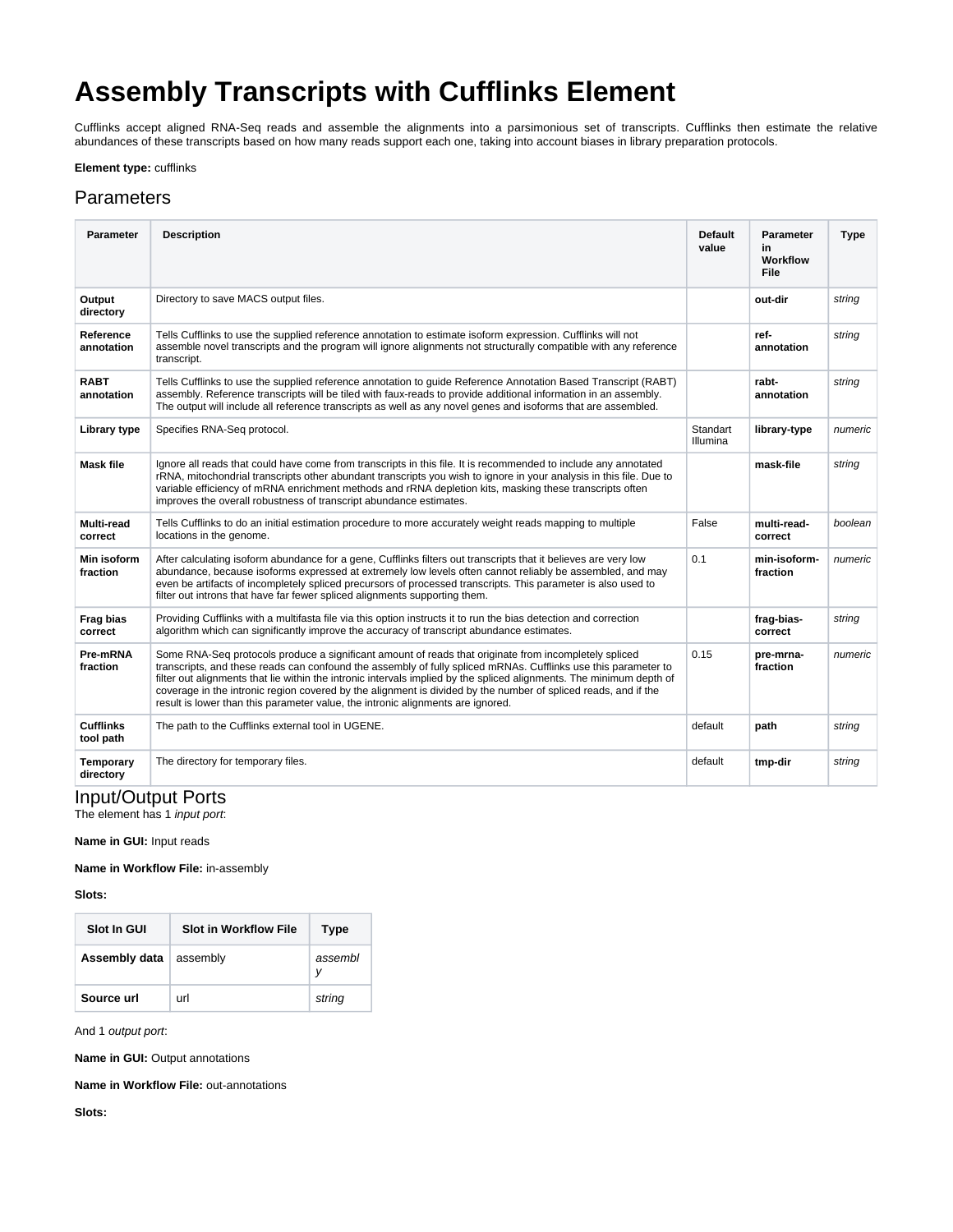# Assembly Transcripts with Cufflinks Element

Cufflinks accept aligned RNA-Seq reads and assemble the alignments into a parsimonious set of transcripts. Cufflinks then estimate the relative abundances of these transcripts based on how many reads support each one, taking into account biases in library preparation protocols.

**Element type:** cufflinks

## Parameters

| Parameter | Description | Default value | Parameter in Workflow File | Type |
|---|---|---|---|---|
| **Output directory** | Directory to save MACS output files. | | **out-dir** | *string* |
| **Reference annotation** | Tells Cufflinks to use the supplied reference annotation to estimate isoform expression. Cufflinks will not assemble novel transcripts and the program will ignore alignments not structurally compatible with any reference transcript. | | **ref-annotation** | *string* |
| **RABT annotation** | Tells Cufflinks to use the supplied reference annotation to guide Reference Annotation Based Transcript (RABT) assembly. Reference transcripts will be tiled with faux-reads to provide additional information in an assembly. The output will include all reference transcripts as well as any novel genes and isoforms that are assembled. | | **rabt-annotation** | *string* |
| **Library type** | Specifies RNA-Seq protocol. | Standart Illumina | **library-type** | *numeric* |
| **Mask file** | Ignore all reads that could have come from transcripts in this file. It is recommended to include any annotated rRNA, mitochondrial transcripts other abundant transcripts you wish to ignore in your analysis in this file. Due to variable efficiency of mRNA enrichment methods and rRNA depletion kits, masking these transcripts often improves the overall robustness of transcript abundance estimates. | | **mask-file** | *string* |
| **Multi-read correct** | Tells Cufflinks to do an initial estimation procedure to more accurately weight reads mapping to multiple locations in the genome. | False | **multi-read-correct** | *boolean* |
| **Min isoform fraction** | After calculating isoform abundance for a gene, Cufflinks filters out transcripts that it believes are very low abundance, because isoforms expressed at extremely low levels often cannot reliably be assembled, and may even be artifacts of incompletely spliced precursors of processed transcripts. This parameter is also used to filter out introns that have far fewer spliced alignments supporting them. | 0.1 | **min-isoform-fraction** | *numeric* |
| **Frag bias correct** | Providing Cufflinks with a multifasta file via this option instructs it to run the bias detection and correction algorithm which can significantly improve the accuracy of transcript abundance estimates. | | **frag-bias-correct** | *string* |
| **Pre-mRNA fraction** | Some RNA-Seq protocols produce a significant amount of reads that originate from incompletely spliced transcripts, and these reads can confound the assembly of fully spliced mRNAs. Cufflinks use this parameter to filter out alignments that lie within the intronic intervals implied by the spliced alignments. The minimum depth of coverage in the intronic region covered by the alignment is divided by the number of spliced reads, and if the result is lower than this parameter value, the intronic alignments are ignored. | 0.15 | **pre-mrna-fraction** | *numeric* |
| **Cufflinks tool path** | The path to the Cufflinks external tool in UGENE. | default | **path** | *string* |
| **Temporary directory** | The directory for temporary files. | default | **tmp-dir** | *string* |

## Input/Output Ports

The element has 1 *input port*:

**Name in GUI:** Input reads

**Name in Workflow File:** in-assembly

**Slots:**

| Slot In GUI | Slot in Workflow File | Type |
|---|---|---|
| **Assembly data** | assembly | *assembly* |
| **Source url** | url | *string* |

And 1 *output port*:

**Name in GUI:** Output annotations

**Name in Workflow File:** out-annotations

**Slots:**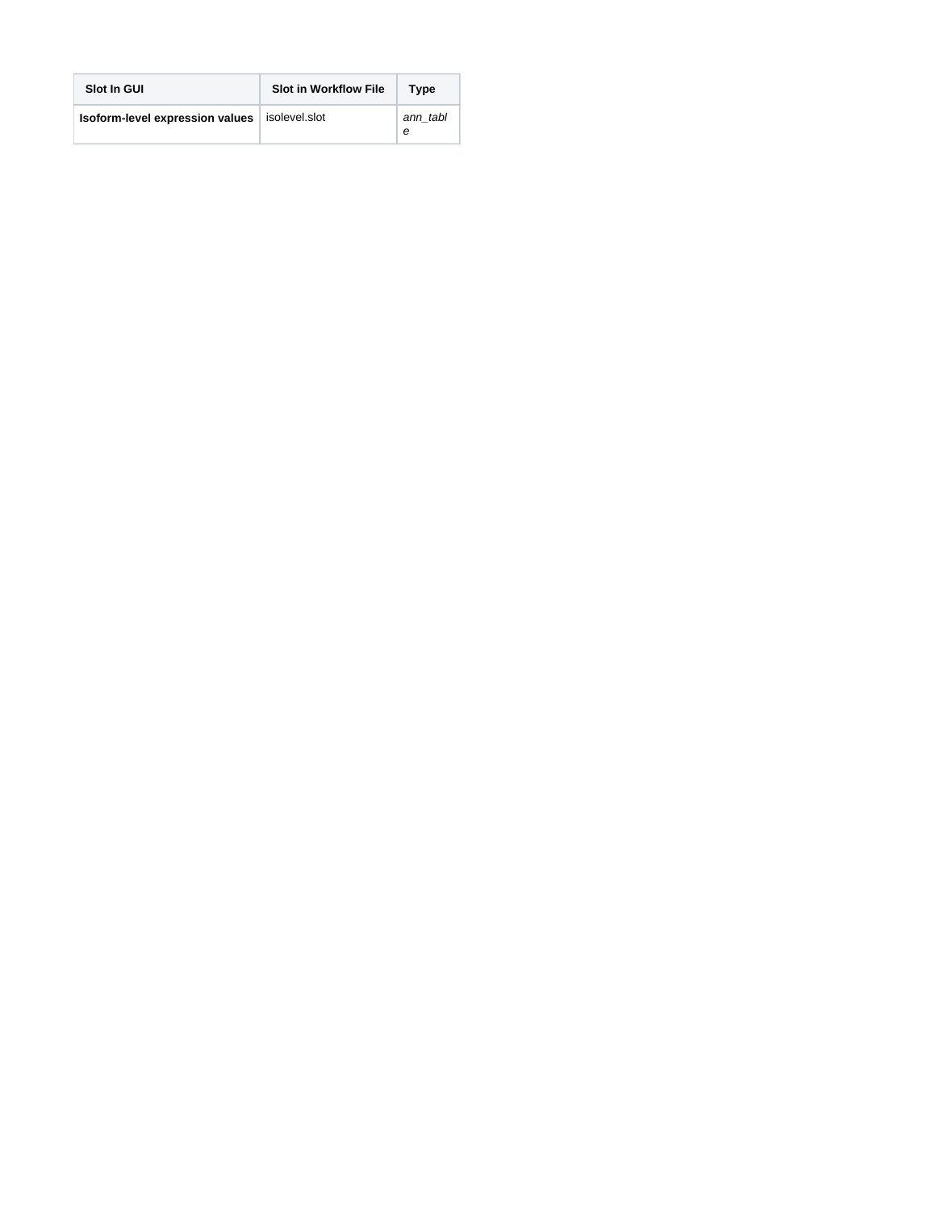| Slot In GUI | Slot in Workflow File | Type |
| --- | --- | --- |
| **Isoform-level expression values** | isolevel.slot | *ann_table* |